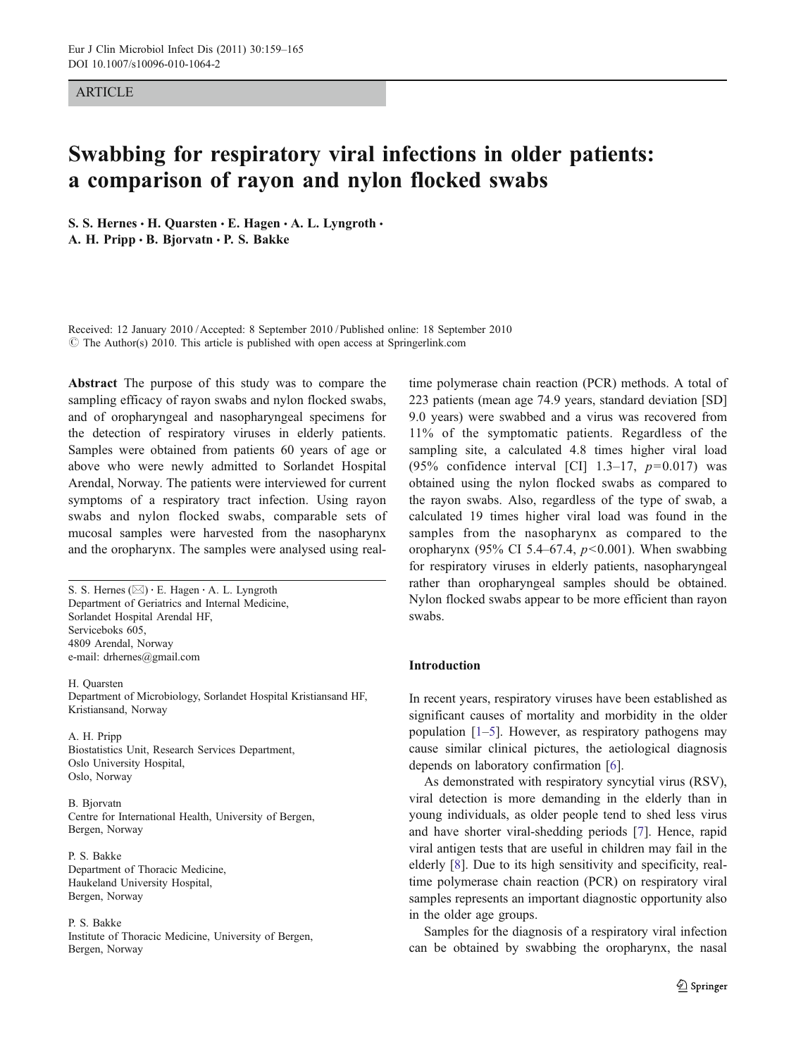ARTICLE

# Swabbing for respiratory viral infections in older patients: a comparison of rayon and nylon flocked swabs

S. S. Hernes · H. Quarsten · E. Hagen · A. L. Lyngroth · A. H. Pripp · B. Bjorvatn · P. S. Bakke

Received: 12 January 2010 / Accepted: 8 September 2010 / Published online: 18 September 2010
© The Author(s) 2010. This article is published with open access at Springerlink.com

**Abstract** The purpose of this study was to compare the sampling efficacy of rayon swabs and nylon flocked swabs, and of oropharyngeal and nasopharyngeal specimens for the detection of respiratory viruses in elderly patients. Samples were obtained from patients 60 years of age or above who were newly admitted to Sorlandet Hospital Arendal, Norway. The patients were interviewed for current symptoms of a respiratory tract infection. Using rayon swabs and nylon flocked swabs, comparable sets of mucosal samples were harvested from the nasopharynx and the oropharynx. The samples were analysed using real-time polymerase chain reaction (PCR) methods. A total of 223 patients (mean age 74.9 years, standard deviation [SD] 9.0 years) were swabbed and a virus was recovered from 11% of the symptomatic patients. Regardless of the sampling site, a calculated 4.8 times higher viral load (95% confidence interval [CI] 1.3–17, $p=0.017$) was obtained using the nylon flocked swabs as compared to the rayon swabs. Also, regardless of the type of swab, a calculated 19 times higher viral load was found in the samples from the nasopharynx as compared to the oropharynx (95% CI 5.4–67.4, $p<0.001$). When swabbing for respiratory viruses in elderly patients, nasopharyngeal rather than oropharyngeal samples should be obtained. Nylon flocked swabs appear to be more efficient than rayon swabs.

S. S. Hernes (✉) · E. Hagen · A. L. Lyngroth
Department of Geriatrics and Internal Medicine,
Sorlandet Hospital Arendal HF,
Serviceboks 605,
4809 Arendal, Norway
e-mail: drhernes@gmail.com

H. Quarsten
Department of Microbiology, Sorlandet Hospital Kristiansand HF,
Kristiansand, Norway

A. H. Pripp
Biostatistics Unit, Research Services Department,
Oslo University Hospital,
Oslo, Norway

B. Bjorvatn
Centre for International Health, University of Bergen,
Bergen, Norway

P. S. Bakke
Department of Thoracic Medicine,
Haukeland University Hospital,
Bergen, Norway

P. S. Bakke
Institute of Thoracic Medicine, University of Bergen,
Bergen, Norway

## Introduction

In recent years, respiratory viruses have been established as significant causes of mortality and morbidity in the older population [1–5]. However, as respiratory pathogens may cause similar clinical pictures, the aetiological diagnosis depends on laboratory confirmation [6].

As demonstrated with respiratory syncytial virus (RSV), viral detection is more demanding in the elderly than in young individuals, as older people tend to shed less virus and have shorter viral-shedding periods [7]. Hence, rapid viral antigen tests that are useful in children may fail in the elderly [8]. Due to its high sensitivity and specificity, real-time polymerase chain reaction (PCR) on respiratory viral samples represents an important diagnostic opportunity also in the older age groups.

Samples for the diagnosis of a respiratory viral infection can be obtained by swabbing the oropharynx, the nasal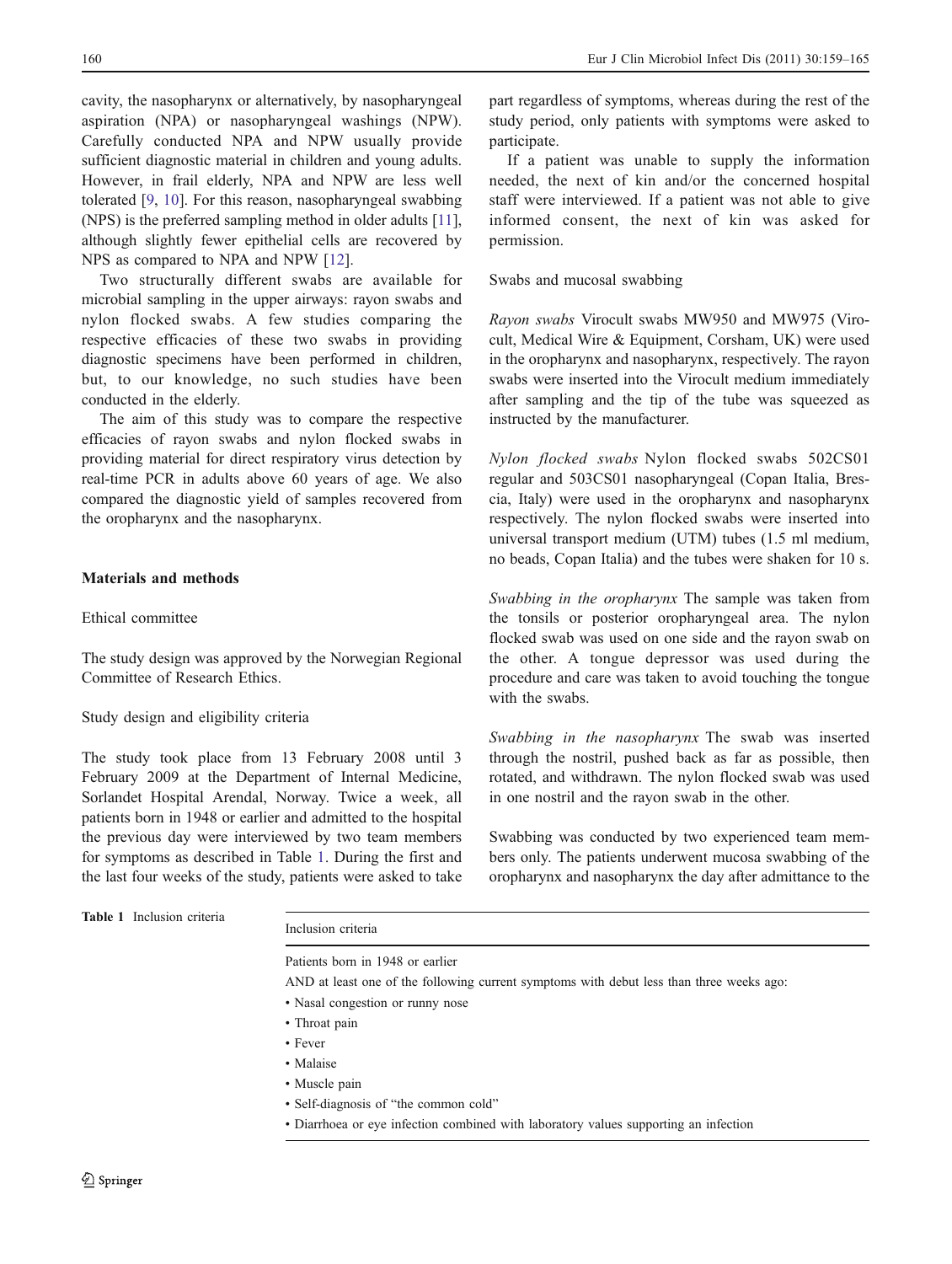cavity, the nasopharynx or alternatively, by nasopharyngeal aspiration (NPA) or nasopharyngeal washings (NPW). Carefully conducted NPA and NPW usually provide sufficient diagnostic material in children and young adults. However, in frail elderly, NPA and NPW are less well tolerated [9, 10]. For this reason, nasopharyngeal swabbing (NPS) is the preferred sampling method in older adults [11], although slightly fewer epithelial cells are recovered by NPS as compared to NPA and NPW [12].

Two structurally different swabs are available for microbial sampling in the upper airways: rayon swabs and nylon flocked swabs. A few studies comparing the respective efficacies of these two swabs in providing diagnostic specimens have been performed in children, but, to our knowledge, no such studies have been conducted in the elderly.

The aim of this study was to compare the respective efficacies of rayon swabs and nylon flocked swabs in providing material for direct respiratory virus detection by real-time PCR in adults above 60 years of age. We also compared the diagnostic yield of samples recovered from the oropharynx and the nasopharynx.

## Materials and methods

### Ethical committee

The study design was approved by the Norwegian Regional Committee of Research Ethics.

### Study design and eligibility criteria

The study took place from 13 February 2008 until 3 February 2009 at the Department of Internal Medicine, Sorlandet Hospital Arendal, Norway. Twice a week, all patients born in 1948 or earlier and admitted to the hospital the previous day were interviewed by two team members for symptoms as described in Table 1. During the first and the last four weeks of the study, patients were asked to take part regardless of symptoms, whereas during the rest of the study period, only patients with symptoms were asked to participate.

If a patient was unable to supply the information needed, the next of kin and/or the concerned hospital staff were interviewed. If a patient was not able to give informed consent, the next of kin was asked for permission.

### Swabs and mucosal swabbing

*Rayon swabs* Virocult swabs MW950 and MW975 (Virocult, Medical Wire & Equipment, Corsham, UK) were used in the oropharynx and nasopharynx, respectively. The rayon swabs were inserted into the Virocult medium immediately after sampling and the tip of the tube was squeezed as instructed by the manufacturer.

*Nylon flocked swabs* Nylon flocked swabs 502CS01 regular and 503CS01 nasopharyngeal (Copan Italia, Brescia, Italy) were used in the oropharynx and nasopharynx respectively. The nylon flocked swabs were inserted into universal transport medium (UTM) tubes (1.5 ml medium, no beads, Copan Italia) and the tubes were shaken for 10 s.

*Swabbing in the oropharynx* The sample was taken from the tonsils or posterior oropharyngeal area. The nylon flocked swab was used on one side and the rayon swab on the other. A tongue depressor was used during the procedure and care was taken to avoid touching the tongue with the swabs.

*Swabbing in the nasopharynx* The swab was inserted through the nostril, pushed back as far as possible, then rotated, and withdrawn. The nylon flocked swab was used in one nostril and the rayon swab in the other.

Swabbing was conducted by two experienced team members only. The patients underwent mucosa swabbing of the oropharynx and nasopharynx the day after admittance to the

**Table 1** Inclusion criteria

| Inclusion criteria |
|---|
| Patients born in 1948 or earlier |
| AND at least one of the following current symptoms with debut less than three weeks ago: |
| • Nasal congestion or runny nose |
| • Throat pain |
| • Fever |
| • Malaise |
| • Muscle pain |
| • Self-diagnosis of "the common cold" |
| • Diarrhoea or eye infection combined with laboratory values supporting an infection |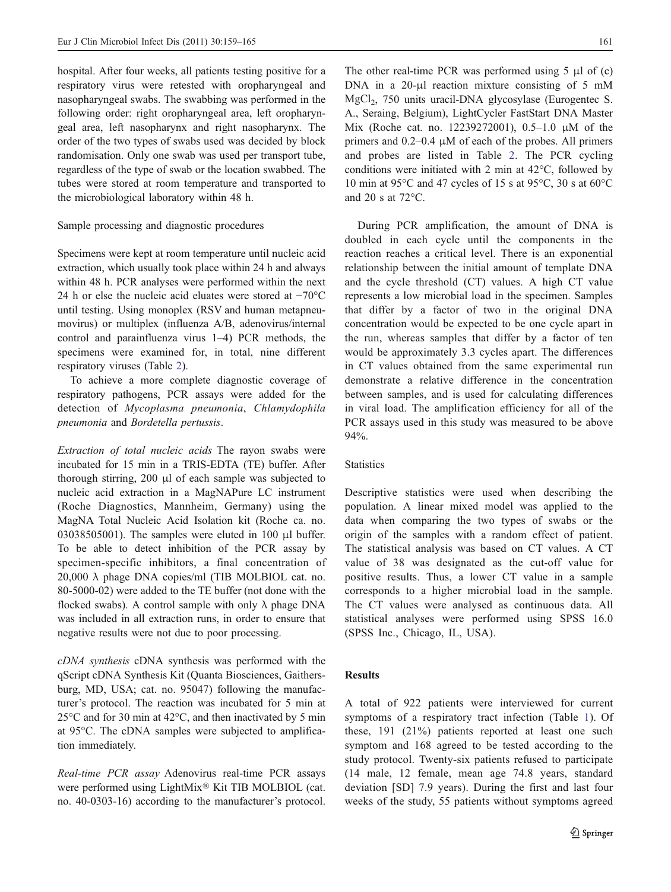hospital. After four weeks, all patients testing positive for a respiratory virus were retested with oropharyngeal and nasopharyngeal swabs. The swabbing was performed in the following order: right oropharyngeal area, left oropharyngeal area, left nasopharynx and right nasopharynx. The order of the two types of swabs used was decided by block randomisation. Only one swab was used per transport tube, regardless of the type of swab or the location swabbed. The tubes were stored at room temperature and transported to the microbiological laboratory within 48 h.

## Sample processing and diagnostic procedures

Specimens were kept at room temperature until nucleic acid extraction, which usually took place within 24 h and always within 48 h. PCR analyses were performed within the next 24 h or else the nucleic acid eluates were stored at −70°C until testing. Using monoplex (RSV and human metapneumovirus) or multiplex (influenza A/B, adenovirus/internal control and parainfluenza virus 1–4) PCR methods, the specimens were examined for, in total, nine different respiratory viruses (Table 2).

To achieve a more complete diagnostic coverage of respiratory pathogens, PCR assays were added for the detection of *Mycoplasma pneumonia*, *Chlamydophila pneumonia* and *Bordetella pertussis*.

*Extraction of total nucleic acids* The rayon swabs were incubated for 15 min in a TRIS-EDTA (TE) buffer. After thorough stirring, 200 μl of each sample was subjected to nucleic acid extraction in a MagNAPure LC instrument (Roche Diagnostics, Mannheim, Germany) using the MagNA Total Nucleic Acid Isolation kit (Roche ca. no. 03038505001). The samples were eluted in 100 μl buffer. To be able to detect inhibition of the PCR assay by specimen-specific inhibitors, a final concentration of 20,000 λ phage DNA copies/ml (TIB MOLBIOL cat. no. 80-5000-02) were added to the TE buffer (not done with the flocked swabs). A control sample with only λ phage DNA was included in all extraction runs, in order to ensure that negative results were not due to poor processing.

*cDNA synthesis* cDNA synthesis was performed with the qScript cDNA Synthesis Kit (Quanta Biosciences, Gaithersburg, MD, USA; cat. no. 95047) following the manufacturer's protocol. The reaction was incubated for 5 min at 25°C and for 30 min at 42°C, and then inactivated by 5 min at 95°C. The cDNA samples were subjected to amplification immediately.

*Real-time PCR assay* Adenovirus real-time PCR assays were performed using LightMix® Kit TIB MOLBIOL (cat. no. 40-0303-16) according to the manufacturer's protocol. The other real-time PCR was performed using 5 μl of (c) DNA in a 20-μl reaction mixture consisting of 5 mM $MgCl_2$, 750 units uracil-DNA glycosylase (Eurogentec S. A., Seraing, Belgium), LightCycler FastStart DNA Master Mix (Roche cat. no. 12239272001), 0.5–1.0 μM of the primers and 0.2–0.4 μM of each of the probes. All primers and probes are listed in Table 2. The PCR cycling conditions were initiated with 2 min at 42°C, followed by 10 min at 95°C and 47 cycles of 15 s at 95°C, 30 s at 60°C and 20 s at 72°C.

During PCR amplification, the amount of DNA is doubled in each cycle until the components in the reaction reaches a critical level. There is an exponential relationship between the initial amount of template DNA and the cycle threshold (CT) values. A high CT value represents a low microbial load in the specimen. Samples that differ by a factor of two in the original DNA concentration would be expected to be one cycle apart in the run, whereas samples that differ by a factor of ten would be approximately 3.3 cycles apart. The differences in CT values obtained from the same experimental run demonstrate a relative difference in the concentration between samples, and is used for calculating differences in viral load. The amplification efficiency for all of the PCR assays used in this study was measured to be above 94%.

## Statistics

Descriptive statistics were used when describing the population. A linear mixed model was applied to the data when comparing the two types of swabs or the origin of the samples with a random effect of patient. The statistical analysis was based on CT values. A CT value of 38 was designated as the cut-off value for positive results. Thus, a lower CT value in a sample corresponds to a higher microbial load in the sample. The CT values were analysed as continuous data. All statistical analyses were performed using SPSS 16.0 (SPSS Inc., Chicago, IL, USA).

# Results

A total of 922 patients were interviewed for current symptoms of a respiratory tract infection (Table 1). Of these, 191 (21%) patients reported at least one such symptom and 168 agreed to be tested according to the study protocol. Twenty-six patients refused to participate (14 male, 12 female, mean age 74.8 years, standard deviation [SD] 7.9 years). During the first and last four weeks of the study, 55 patients without symptoms agreed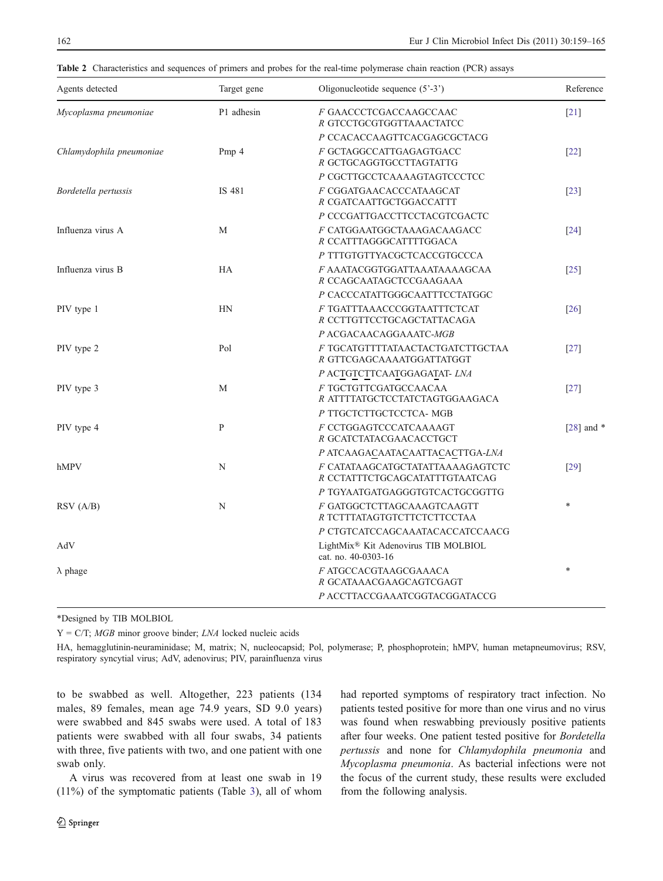**Table 2** Characteristics and sequences of primers and probes for the real-time polymerase chain reaction (PCR) assays

| Agents detected | Target gene | Oligonucleotide sequence (5'-3') | Reference |
|---|---|---|---|
| *Mycoplasma pneumoniae* | P1 adhesin | *F* GAACCCTCGACCAAGCCAAC<br>*R* GTCCTGCGTGGTTAAACTATCC<br>*P* CCACACCAAGTTCACGAGCGCTACG | [21] |
| *Chlamydophila pneumoniae* | Pmp 4 | *F* GCTAGGCCATTGAGAGTGACC<br>*R* GCTGCAGGTGCCTTAGTATTG<br>*P* CGCTTGCCTCAAAAGTAGTCCCTCC | [22] |
| *Bordetella pertussis* | IS 481 | *F* CGGATGAACACCCATAAGCAT<br>*R* CGATCAATTGCTGGACCATTT<br>*P* CCCGATTGACCTTCCTACGTCGACTC | [23] |
| Influenza virus A | M | *F* CATGGAATGGCTAAAGACAAGACC<br>*R* CCATTTAGGGCATTTTGGACA<br>*P* TTTGTGTTYACGCTCACCGTGCCCA | [24] |
| Influenza virus B | HA | *F* AAATACGGTGGATTAAATAAAAGCAA<br>*R* CCAGCAATAGCTCCGAAGAAA<br>*P* CACCCATATTGGGCAATTTCCTATGGC | [25] |
| PIV type 1 | HN | *F* TGATTTAAACCCGGTAATTTCTCAT<br>*R* CCTTGTTCCTGCAGCTATTACAGA<br>*P* ACGACAACAGGAAATC-*MGB* | [26] |
| PIV type 2 | Pol | *F* TGCATGTTTTATAACTACTGATCTTGCTAA<br>*R* GTTCGAGCAAAATGGATTATGGT<br>*P* ACTGTCTTCAATGGAGATAT- *LNA* | [27] |
| PIV type 3 | M | *F* TGCTGTTCGATGCCAACAA<br>*R* ATTTTATGCTCCTATCTAGTGGAAGACA<br>*P* TTGCTCTTGCTCCTCA- MGB | [27] |
| PIV type 4 | P | *F* CCTGGAGTCCCATCAAAAGT<br>*R* GCATCTATACGAACACCTGCT<br>*P* ATCAAGACAATACAATTACACTTGA-*LNA* | [28] and * |
| hMPV | N | *F* CATATAAGCATGCTATATTAAAAGAGTCTC<br>*R* CCTATTTCTGCAGCATATTTGTAATCAG<br>*P* TGYAATGATGAGGGTGTCACTGCGGTTG | [29] |
| RSV (A/B) | N | *F* GATGGCTCTTAGCAAAGTCAAGTT<br>*R* TCTTTATAGTGTCTTCTCTTCCTAA<br>*P* CTGTCATCCAGCAAATACACCATCCAACG | * |
| AdV | | LightMix® Kit Adenovirus TIB MOLBIOL cat. no. 40-0303-16 | |
| λ phage | | *F* ATGCCACGTAAGCGAAACA<br>*R* GCATAAACGAAGCAGTCGAGT<br>*P* ACCTTACCGAAATCGGTACGGATACCG | * |

*Designed by TIB MOLBIOL

Y = C/T; *MGB* minor groove binder; *LNA* locked nucleic acids

HA, hemagglutinin-neuraminidase; M, matrix; N, nucleocapsid; Pol, polymerase; P, phosphoprotein; hMPV, human metapneumovirus; RSV, respiratory syncytial virus; AdV, adenovirus; PIV, parainfluenza virus

to be swabbed as well. Altogether, 223 patients (134 males, 89 females, mean age 74.9 years, SD 9.0 years) were swabbed and 845 swabs were used. A total of 183 patients were swabbed with all four swabs, 34 patients with three, five patients with two, and one patient with one swab only.

A virus was recovered from at least one swab in 19 (11%) of the symptomatic patients (Table 3), all of whom had reported symptoms of respiratory tract infection. No patients tested positive for more than one virus and no virus was found when reswabbing previously positive patients after four weeks. One patient tested positive for *Bordetella pertussis* and none for *Chlamydophila pneumonia* and *Mycoplasma pneumonia*. As bacterial infections were not the focus of the current study, these results were excluded from the following analysis.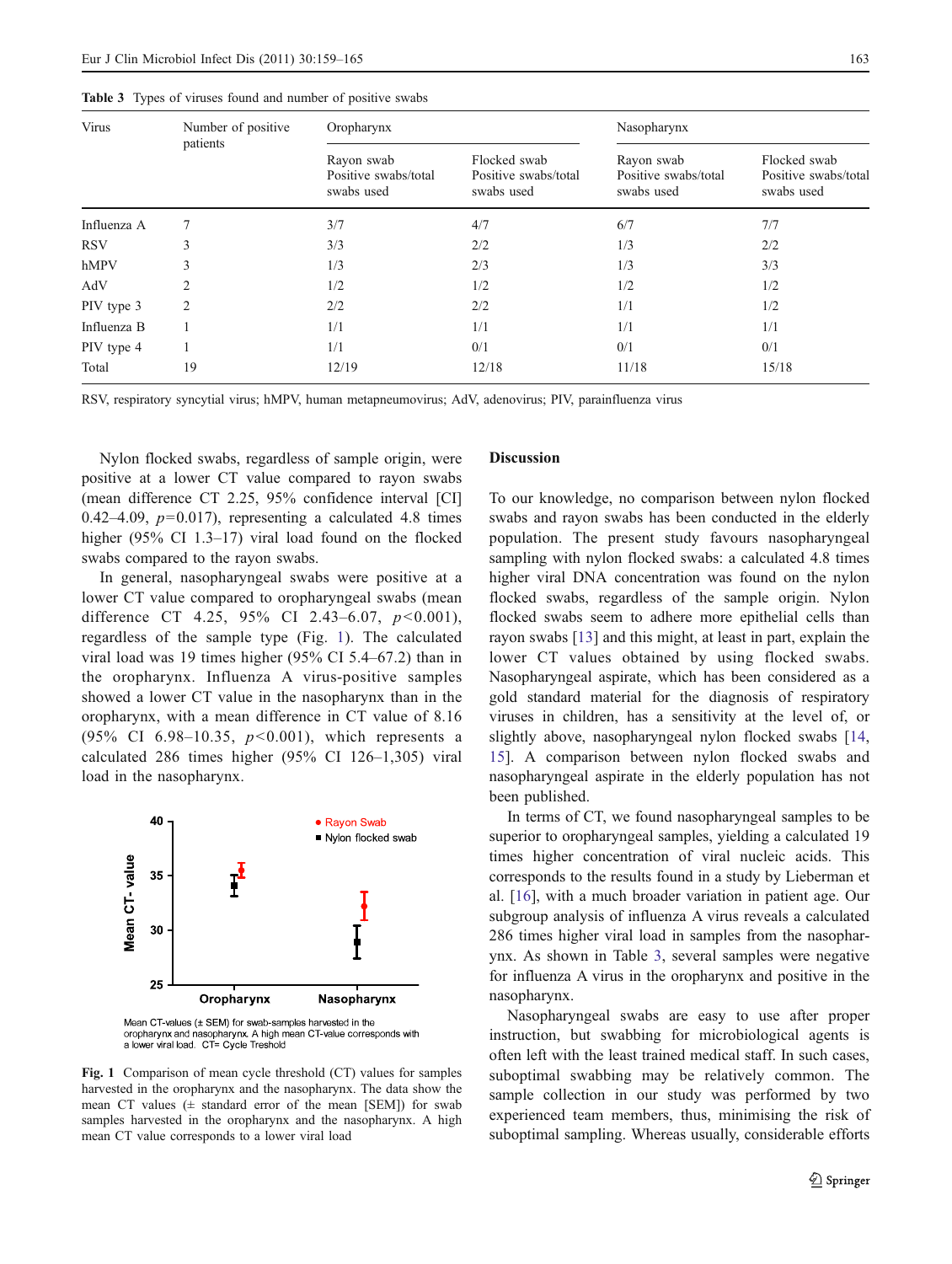**Table 3** Types of viruses found and number of positive swabs

| Virus | Number of positive patients | Oropharynx | | Nasopharynx | |
|---|---|---|---|---|---|
| | | Rayon swab Positive swabs/total swabs used | Flocked swab Positive swabs/total swabs used | Rayon swab Positive swabs/total swabs used | Flocked swab Positive swabs/total swabs used |
| Influenza A | 7 | 3/7 | 4/7 | 6/7 | 7/7 |
| RSV | 3 | 3/3 | 2/2 | 1/3 | 2/2 |
| hMPV | 3 | 1/3 | 2/3 | 1/3 | 3/3 |
| AdV | 2 | 1/2 | 1/2 | 1/2 | 1/2 |
| PIV type 3 | 2 | 2/2 | 2/2 | 1/1 | 1/2 |
| Influenza B | 1 | 1/1 | 1/1 | 1/1 | 1/1 |
| PIV type 4 | 1 | 1/1 | 0/1 | 0/1 | 0/1 |
| Total | 19 | 12/19 | 12/18 | 11/18 | 15/18 |

RSV, respiratory syncytial virus; hMPV, human metapneumovirus; AdV, adenovirus; PIV, parainfluenza virus

Nylon flocked swabs, regardless of sample origin, were positive at a lower CT value compared to rayon swabs (mean difference CT 2.25, 95% confidence interval [CI] 0.42–4.09, $p = 0.017$), representing a calculated 4.8 times higher (95% CI 1.3–17) viral load found on the flocked swabs compared to the rayon swabs.

In general, nasopharyngeal swabs were positive at a lower CT value compared to oropharyngeal swabs (mean difference CT 4.25, 95% CI 2.43–6.07, $p < 0.001$), regardless of the sample type (Fig. 1). The calculated viral load was 19 times higher (95% CI 5.4–67.2) than in the oropharynx. Influenza A virus-positive samples showed a lower CT value in the nasopharynx than in the oropharynx, with a mean difference in CT value of 8.16 (95% CI 6.98–10.35, $p < 0.001$), which represents a calculated 286 times higher (95% CI 126–1,305) viral load in the nasopharynx.

Mean CT-values (± SEM) for swab-samples harvested in the oropharynx and nasopharynx. A high mean CT-value corresponds with a lower viral load. CT= Cycle Treshold

**Fig. 1** Comparison of mean cycle threshold (CT) values for samples harvested in the oropharynx and the nasopharynx. The data show the mean CT values (± standard error of the mean [SEM]) for swab samples harvested in the oropharynx and the nasopharynx. A high mean CT value corresponds to a lower viral load

## Discussion

To our knowledge, no comparison between nylon flocked swabs and rayon swabs has been conducted in the elderly population. The present study favours nasopharyngeal sampling with nylon flocked swabs: a calculated 4.8 times higher viral DNA concentration was found on the nylon flocked swabs, regardless of the sample origin. Nylon flocked swabs seem to adhere more epithelial cells than rayon swabs [13] and this might, at least in part, explain the lower CT values obtained by using flocked swabs. Nasopharyngeal aspirate, which has been considered as a gold standard material for the diagnosis of respiratory viruses in children, has a sensitivity at the level of, or slightly above, nasopharyngeal nylon flocked swabs [14, 15]. A comparison between nylon flocked swabs and nasopharyngeal aspirate in the elderly population has not been published.

In terms of CT, we found nasopharyngeal samples to be superior to oropharyngeal samples, yielding a calculated 19 times higher concentration of viral nucleic acids. This corresponds to the results found in a study by Lieberman et al. [16], with a much broader variation in patient age. Our subgroup analysis of influenza A virus reveals a calculated 286 times higher viral load in samples from the nasopharynx. As shown in Table 3, several samples were negative for influenza A virus in the oropharynx and positive in the nasopharynx.

Nasopharyngeal swabs are easy to use after proper instruction, but swabbing for microbiological agents is often left with the least trained medical staff. In such cases, suboptimal swabbing may be relatively common. The sample collection in our study was performed by two experienced team members, thus, minimising the risk of suboptimal sampling. Whereas usually, considerable efforts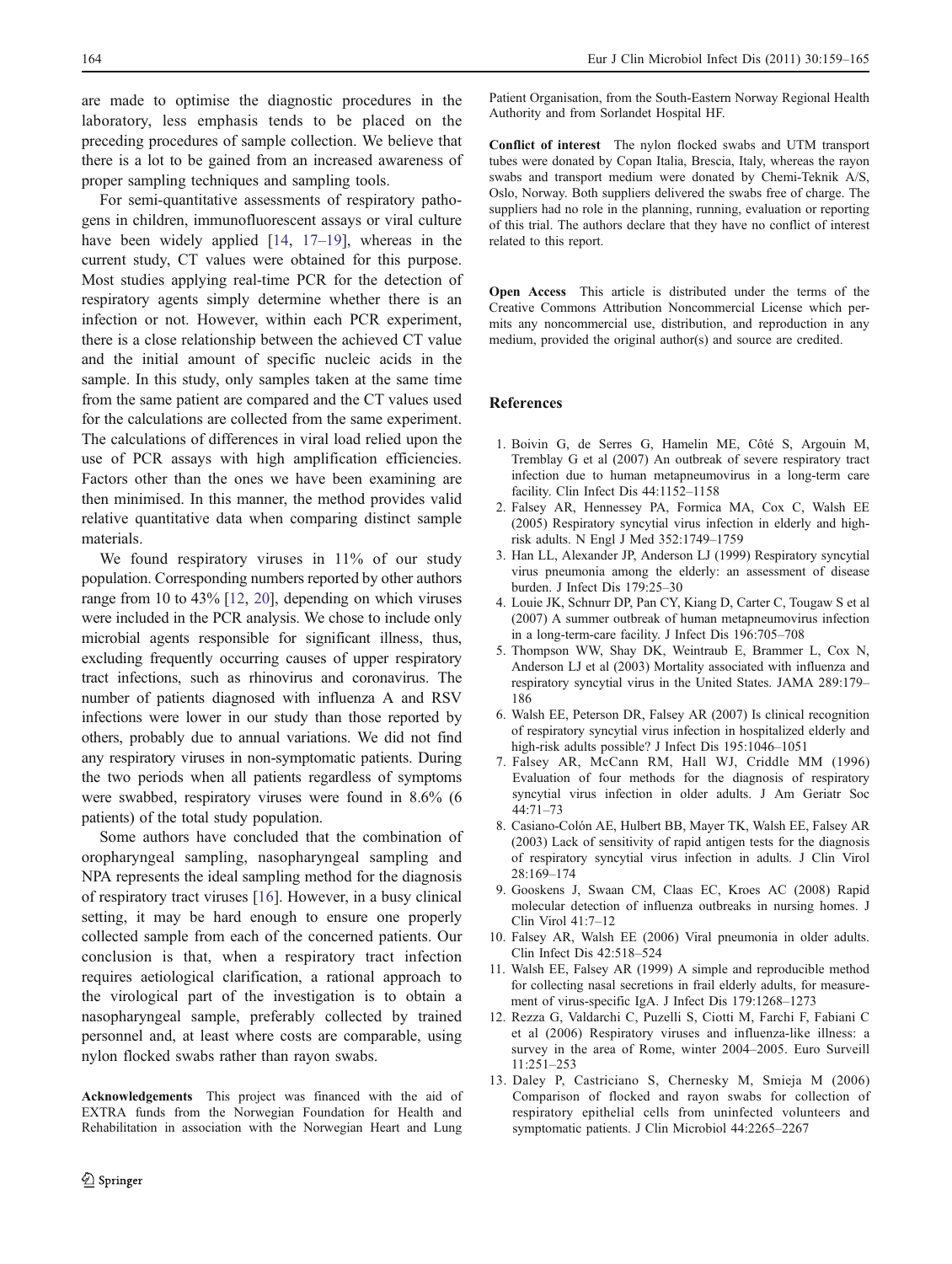are made to optimise the diagnostic procedures in the laboratory, less emphasis tends to be placed on the preceding procedures of sample collection. We believe that there is a lot to be gained from an increased awareness of proper sampling techniques and sampling tools.

For semi-quantitative assessments of respiratory pathogens in children, immunofluorescent assays or viral culture have been widely applied [14, 17–19], whereas in the current study, CT values were obtained for this purpose. Most studies applying real-time PCR for the detection of respiratory agents simply determine whether there is an infection or not. However, within each PCR experiment, there is a close relationship between the achieved CT value and the initial amount of specific nucleic acids in the sample. In this study, only samples taken at the same time from the same patient are compared and the CT values used for the calculations are collected from the same experiment. The calculations of differences in viral load relied upon the use of PCR assays with high amplification efficiencies. Factors other than the ones we have been examining are then minimised. In this manner, the method provides valid relative quantitative data when comparing distinct sample materials.

We found respiratory viruses in 11% of our study population. Corresponding numbers reported by other authors range from 10 to 43% [12, 20], depending on which viruses were included in the PCR analysis. We chose to include only microbial agents responsible for significant illness, thus, excluding frequently occurring causes of upper respiratory tract infections, such as rhinovirus and coronavirus. The number of patients diagnosed with influenza A and RSV infections were lower in our study than those reported by others, probably due to annual variations. We did not find any respiratory viruses in non-symptomatic patients. During the two periods when all patients regardless of symptoms were swabbed, respiratory viruses were found in 8.6% (6 patients) of the total study population.

Some authors have concluded that the combination of oropharyngeal sampling, nasopharyngeal sampling and NPA represents the ideal sampling method for the diagnosis of respiratory tract viruses [16]. However, in a busy clinical setting, it may be hard enough to ensure one properly collected sample from each of the concerned patients. Our conclusion is that, when a respiratory tract infection requires aetiological clarification, a rational approach to the virological part of the investigation is to obtain a nasopharyngeal sample, preferably collected by trained personnel and, at least where costs are comparable, using nylon flocked swabs rather than rayon swabs.

**Acknowledgements** This project was financed with the aid of EXTRA funds from the Norwegian Foundation for Health and Rehabilitation in association with the Norwegian Heart and Lung Patient Organisation, from the South-Eastern Norway Regional Health Authority and from Sorlandet Hospital HF.

**Conflict of interest** The nylon flocked swabs and UTM transport tubes were donated by Copan Italia, Brescia, Italy, whereas the rayon swabs and transport medium were donated by Chemi-Teknik A/S, Oslo, Norway. Both suppliers delivered the swabs free of charge. The suppliers had no role in the planning, running, evaluation or reporting of this trial. The authors declare that they have no conflict of interest related to this report.

**Open Access** This article is distributed under the terms of the Creative Commons Attribution Noncommercial License which permits any noncommercial use, distribution, and reproduction in any medium, provided the original author(s) and source are credited.

## References

1. Boivin G, de Serres G, Hamelin ME, Côté S, Argouin M, Tremblay G et al (2007) An outbreak of severe respiratory tract infection due to human metapneumovirus in a long-term care facility. Clin Infect Dis 44:1152–1158
2. Falsey AR, Hennessey PA, Formica MA, Cox C, Walsh EE (2005) Respiratory syncytial virus infection in elderly and high-risk adults. N Engl J Med 352:1749–1759
3. Han LL, Alexander JP, Anderson LJ (1999) Respiratory syncytial virus pneumonia among the elderly: an assessment of disease burden. J Infect Dis 179:25–30
4. Louie JK, Schnurr DP, Pan CY, Kiang D, Carter C, Tougaw S et al (2007) A summer outbreak of human metapneumovirus infection in a long-term-care facility. J Infect Dis 196:705–708
5. Thompson WW, Shay DK, Weintraub E, Brammer L, Cox N, Anderson LJ et al (2003) Mortality associated with influenza and respiratory syncytial virus in the United States. JAMA 289:179–186
6. Walsh EE, Peterson DR, Falsey AR (2007) Is clinical recognition of respiratory syncytial virus infection in hospitalized elderly and high-risk adults possible? J Infect Dis 195:1046–1051
7. Falsey AR, McCann RM, Hall WJ, Criddle MM (1996) Evaluation of four methods for the diagnosis of respiratory syncytial virus infection in older adults. J Am Geriatr Soc 44:71–73
8. Casiano-Colón AE, Hulbert BB, Mayer TK, Walsh EE, Falsey AR (2003) Lack of sensitivity of rapid antigen tests for the diagnosis of respiratory syncytial virus infection in adults. J Clin Virol 28:169–174
9. Gooskens J, Swaan CM, Claas EC, Kroes AC (2008) Rapid molecular detection of influenza outbreaks in nursing homes. J Clin Virol 41:7–12
10. Falsey AR, Walsh EE (2006) Viral pneumonia in older adults. Clin Infect Dis 42:518–524
11. Walsh EE, Falsey AR (1999) A simple and reproducible method for collecting nasal secretions in frail elderly adults, for measurement of virus-specific IgA. J Infect Dis 179:1268–1273
12. Rezza G, Valdarchi C, Puzelli S, Ciotti M, Farchi F, Fabiani C et al (2006) Respiratory viruses and influenza-like illness: a survey in the area of Rome, winter 2004–2005. Euro Surveill 11:251–253
13. Daley P, Castriciano S, Chernesky M, Smieja M (2006) Comparison of flocked and rayon swabs for collection of respiratory epithelial cells from uninfected volunteers and symptomatic patients. J Clin Microbiol 44:2265–2267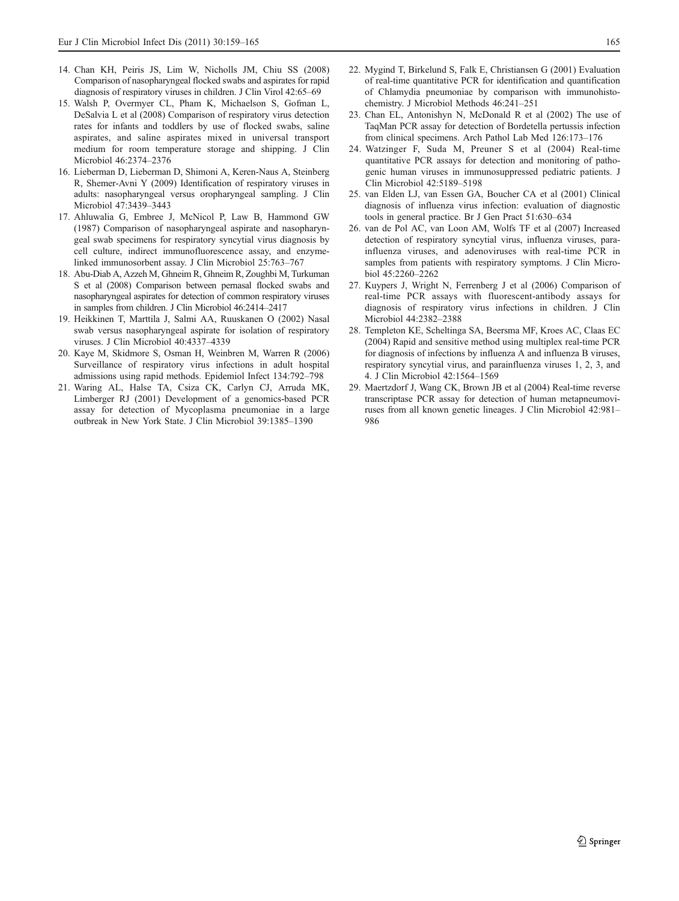14. Chan KH, Peiris JS, Lim W, Nicholls JM, Chiu SS (2008) Comparison of nasopharyngeal flocked swabs and aspirates for rapid diagnosis of respiratory viruses in children. J Clin Virol 42:65–69
15. Walsh P, Overmyer CL, Pham K, Michaelson S, Gofman L, DeSalvia L et al (2008) Comparison of respiratory virus detection rates for infants and toddlers by use of flocked swabs, saline aspirates, and saline aspirates mixed in universal transport medium for room temperature storage and shipping. J Clin Microbiol 46:2374–2376
16. Lieberman D, Lieberman D, Shimoni A, Keren-Naus A, Steinberg R, Shemer-Avni Y (2009) Identification of respiratory viruses in adults: nasopharyngeal versus oropharyngeal sampling. J Clin Microbiol 47:3439–3443
17. Ahluwalia G, Embree J, McNicol P, Law B, Hammond GW (1987) Comparison of nasopharyngeal aspirate and nasopharyngeal swab specimens for respiratory syncytial virus diagnosis by cell culture, indirect immunofluorescence assay, and enzyme-linked immunosorbent assay. J Clin Microbiol 25:763–767
18. Abu-Diab A, Azzeh M, Ghneim R, Ghneim R, Zoughbi M, Turkuman S et al (2008) Comparison between pernasal flocked swabs and nasopharyngeal aspirates for detection of common respiratory viruses in samples from children. J Clin Microbiol 46:2414–2417
19. Heikkinen T, Marttila J, Salmi AA, Ruuskanen O (2002) Nasal swab versus nasopharyngeal aspirate for isolation of respiratory viruses. J Clin Microbiol 40:4337–4339
20. Kaye M, Skidmore S, Osman H, Weinbren M, Warren R (2006) Surveillance of respiratory virus infections in adult hospital admissions using rapid methods. Epidemiol Infect 134:792–798
21. Waring AL, Halse TA, Csiza CK, Carlyn CJ, Arruda MK, Limberger RJ (2001) Development of a genomics-based PCR assay for detection of Mycoplasma pneumoniae in a large outbreak in New York State. J Clin Microbiol 39:1385–1390
22. Mygind T, Birkelund S, Falk E, Christiansen G (2001) Evaluation of real-time quantitative PCR for identification and quantification of Chlamydia pneumoniae by comparison with immunohistochemistry. J Microbiol Methods 46:241–251
23. Chan EL, Antonishyn N, McDonald R et al (2002) The use of TaqMan PCR assay for detection of Bordetella pertussis infection from clinical specimens. Arch Pathol Lab Med 126:173–176
24. Watzinger F, Suda M, Preuner S et al (2004) Real-time quantitative PCR assays for detection and monitoring of pathogenic human viruses in immunosuppressed pediatric patients. J Clin Microbiol 42:5189–5198
25. van Elden LJ, van Essen GA, Boucher CA et al (2001) Clinical diagnosis of influenza virus infection: evaluation of diagnostic tools in general practice. Br J Gen Pract 51:630–634
26. van de Pol AC, van Loon AM, Wolfs TF et al (2007) Increased detection of respiratory syncytial virus, influenza viruses, parainfluenza viruses, and adenoviruses with real-time PCR in samples from patients with respiratory symptoms. J Clin Microbiol 45:2260–2262
27. Kuypers J, Wright N, Ferrenberg J et al (2006) Comparison of real-time PCR assays with fluorescent-antibody assays for diagnosis of respiratory virus infections in children. J Clin Microbiol 44:2382–2388
28. Templeton KE, Scheltinga SA, Beersma MF, Kroes AC, Claas EC (2004) Rapid and sensitive method using multiplex real-time PCR for diagnosis of infections by influenza A and influenza B viruses, respiratory syncytial virus, and parainfluenza viruses 1, 2, 3, and 4. J Clin Microbiol 42:1564–1569
29. Maertzdorf J, Wang CK, Brown JB et al (2004) Real-time reverse transcriptase PCR assay for detection of human metapneumoviruses from all known genetic lineages. J Clin Microbiol 42:981–986